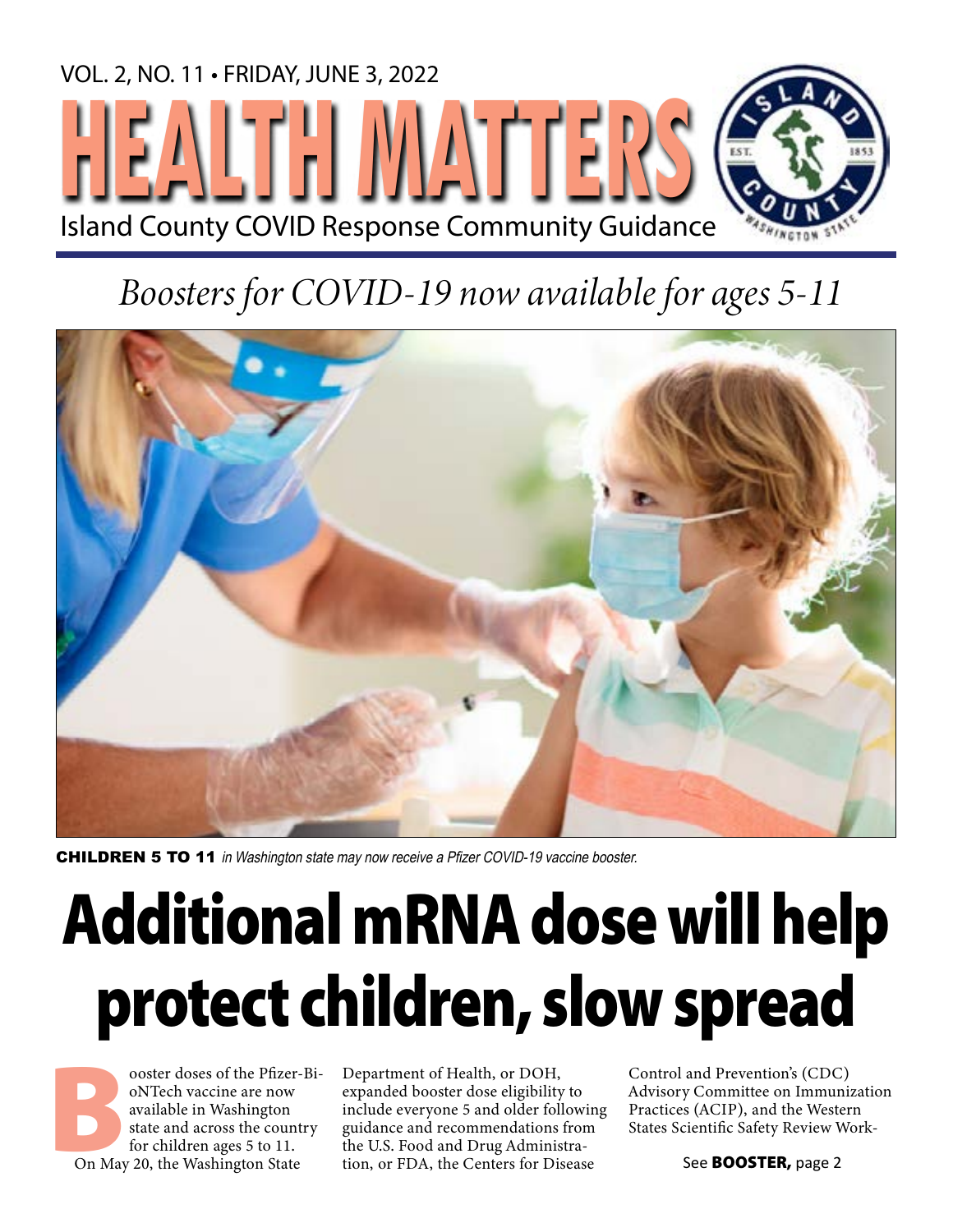VOL. 2, NO. 11 • FRIDAY, JUNE 3, 2022

# HEALTH MATTERS

Island County COVID Response Community Guidance

## *Boosters for COVID-19 now available for ages 5-11*

**CHILDREN 5 TO 11** *in Washington state may now receive a Pfizer COVID-19 vaccine booster.*

# Additional mRNA dose will help protect children, slow spread

Booster doses of the Pfizer-BioNTech vaccine are now available in Washington state and across the country for children ages 5 to 11.

On May 20, the Washington State Department of Health, or DOH, expanded booster dose eligibility to include everyone 5 and older following guidance and recommendations from the U.S. Food and Drug Administration, or FDA, the Centers for Disease Control and Prevention's (CDC) Advisory Committee on Immunization Practices (ACIP), and the Western States Scientific Safety Review Work-

See **BOOSTER,** page 2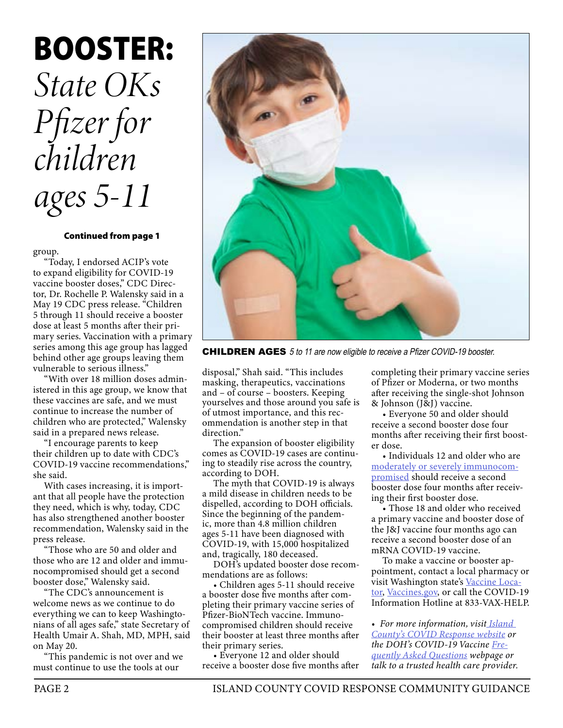# BOOSTER: *State OKs Pfizer for children ages 5-11*

**Continued from page 1**

group.

"Today, I endorsed ACIP's vote to expand eligibility for COVID-19 vaccine booster doses," CDC Director, Dr. Rochelle P. Walensky said in a May 19 CDC press release. "Children 5 through 11 should receive a booster dose at least 5 months after their primary series. Vaccination with a primary series among this age group has lagged behind other age groups leaving them vulnerable to serious illness."

"With over 18 million doses administered in this age group, we know that these vaccines are safe, and we must continue to increase the number of children who are protected," Walensky said in a prepared news release.

"I encourage parents to keep their children up to date with CDC's COVID-19 vaccine recommendations," she said.

With cases increasing, it is important that all people have the protection they need, which is why, today, CDC has also strengthened another booster recommendation, Walensky said in the press release.

"Those who are 50 and older and those who are 12 and older and immunocompromised should get a second booster dose," Walensky said.

"The CDC's announcement is welcome news as we continue to do everything we can to keep Washingtonians of all ages safe," state Secretary of Health Umair A. Shah, MD, MPH, said on May 20.

"This pandemic is not over and we must continue to use the tools at our disposal," Shah said. "This includes masking, therapeutics, vaccinations and – of course – boosters. Keeping yourselves and those around you safe is of utmost importance, and this recommendation is another step in that direction."

**CHILDREN AGES** *5 to 11 are now eligible to receive a Pfizer COVID-19 booster.*

The expansion of booster eligibility comes as COVID-19 cases are continuing to steadily rise across the country, according to DOH.

The myth that COVID-19 is always a mild disease in children needs to be dispelled, according to DOH officials. Since the beginning of the pandemic, more than 4.8 million children ages 5-11 have been diagnosed with COVID-19, with 15,000 hospitalized and, tragically, 180 deceased.

DOH's updated booster dose recommendations are as follows:

- Children ages 5-11 should receive a booster dose five months after completing their primary vaccine series of Pfizer-BioNTech vaccine. Immunocompromised children should receive their booster at least three months after their primary series.
- Everyone 12 and older should receive a booster dose five months after completing their primary vaccine series of Pfizer or Moderna, or two months after receiving the single-shot Johnson & Johnson (J&J) vaccine.
- Everyone 50 and older should receive a second booster dose four months after receiving their first booster dose.
- Individuals 12 and older who are moderately or severely immunocompromised should receive a second booster dose four months after receiving their first booster dose.
- Those 18 and older who received a primary vaccine and booster dose of the J&J vaccine four months ago can receive a second booster dose of an mRNA COVID-19 vaccine.

To make a vaccine or booster appointment, contact a local pharmacy or visit Washington state's Vaccine Locator, Vaccines.gov, or call the COVID-19 Information Hotline at 833-VAX-HELP.

- *For more information, visit Island County's COVID Response website or the DOH's COVID-19 Vaccine Frequently Asked Questions webpage or talk to a trusted health care provider.*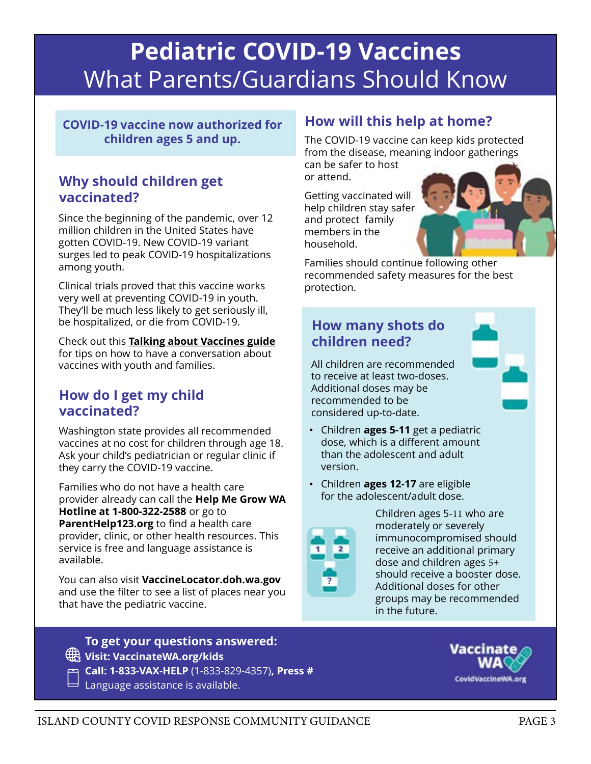# Pediatric COVID-19 Vaccines
## What Parents/Guardians Should Know

**COVID-19 vaccine now authorized for children ages 5 and up.**

### Why should children get vaccinated?

Since the beginning of the pandemic, over 12 million children in the United States have gotten COVID-19. New COVID-19 variant surges led to peak COVID-19 hospitalizations among youth.

Clinical trials proved that this vaccine works very well at preventing COVID-19 in youth. They'll be much less likely to get seriously ill, be hospitalized, or die from COVID-19.

Check out this **Talking about Vaccines guide** for tips on how to have a conversation about vaccines with youth and families.

### How do I get my child vaccinated?

Washington state provides all recommended vaccines at no cost for children through age 18. Ask your child's pediatrician or regular clinic if they carry the COVID-19 vaccine.

Families who do not have a health care provider already can call the **Help Me Grow WA Hotline at 1-800-322-2588** or go to **ParentHelp123.org** to find a health care provider, clinic, or other health resources. This service is free and language assistance is available.

You can also visit **VaccineLocator.doh.wa.gov** and use the filter to see a list of places near you that have the pediatric vaccine.

### How will this help at home?

The COVID-19 vaccine can keep kids protected from the disease, meaning indoor gatherings can be safer to host or attend.

Getting vaccinated will help children stay safer and protect family members in the household.

Families should continue following other recommended safety measures for the best protection.

### How many shots do children need?

All children are recommended to receive at least two-doses. Additional doses may be recommended to be considered up-to-date.

- Children **ages 5-11** get a pediatric dose, which is a different amount than the adolescent and adult version.
- Children **ages 12-17** are eligible for the adolescent/adult dose.

Children ages 5-11 who are moderately or severely immunocompromised should receive an additional primary dose and children ages 5+ should receive a booster dose. Additional doses for other groups may be recommended in the future.

**To get your questions answered:**
**Visit: VaccinateWA.org/kids**
**Call: 1-833-VAX-HELP** (1-833-829-4357), **Press #**
Language assistance is available.

Vaccinate WA
CovidVaccineWA.org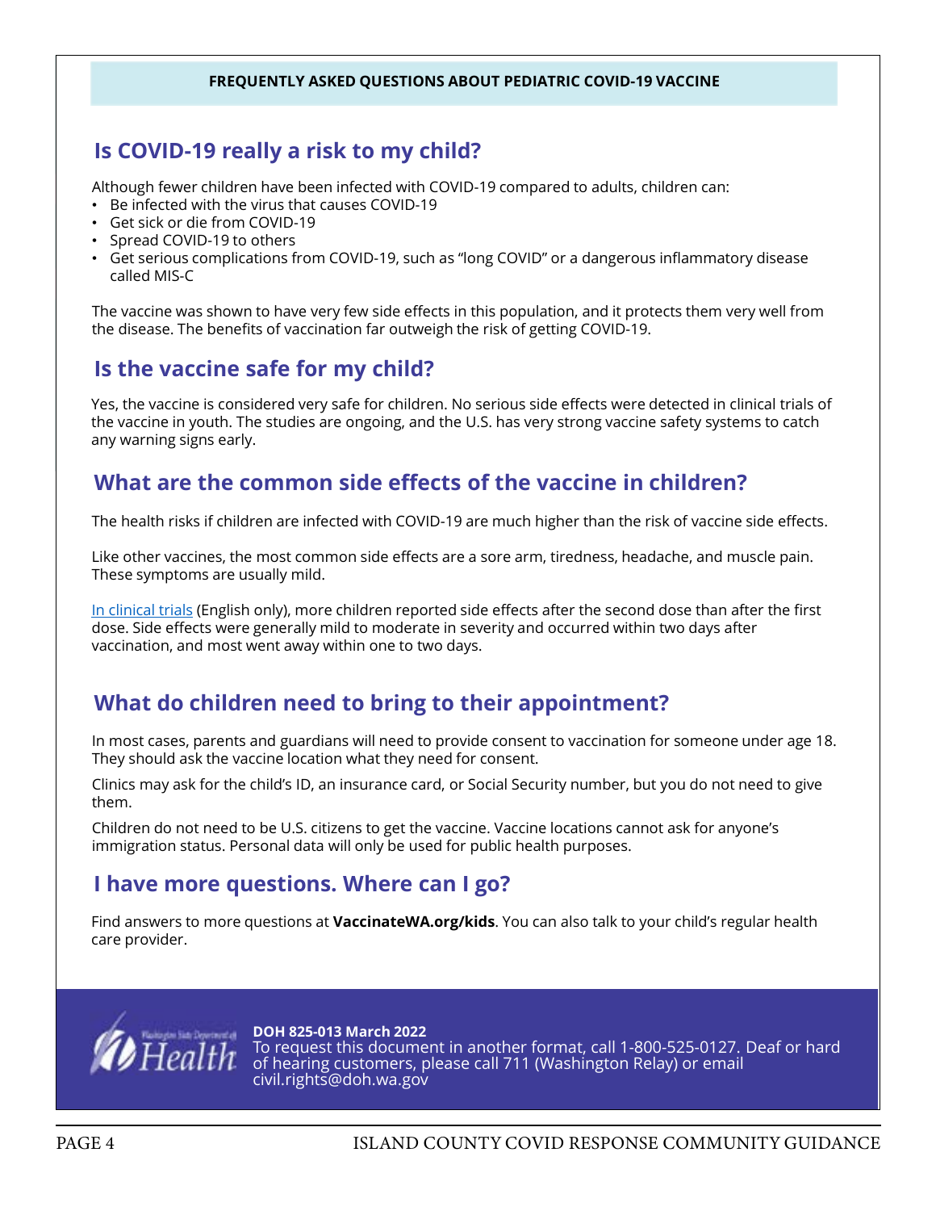**FREQUENTLY ASKED QUESTIONS ABOUT PEDIATRIC COVID-19 VACCINE**

## Is COVID-19 really a risk to my child?

Although fewer children have been infected with COVID-19 compared to adults, children can:

- Be infected with the virus that causes COVID-19
- Get sick or die from COVID-19
- Spread COVID-19 to others
- Get serious complications from COVID-19, such as "long COVID" or a dangerous inflammatory disease called MIS-C

The vaccine was shown to have very few side effects in this population, and it protects them very well from the disease. The benefits of vaccination far outweigh the risk of getting COVID-19.

## Is the vaccine safe for my child?

Yes, the vaccine is considered very safe for children. No serious side effects were detected in clinical trials of the vaccine in youth. The studies are ongoing, and the U.S. has very strong vaccine safety systems to catch any warning signs early.

## What are the common side effects of the vaccine in children?

The health risks if children are infected with COVID-19 are much higher than the risk of vaccine side effects.

Like other vaccines, the most common side effects are a sore arm, tiredness, headache, and muscle pain. These symptoms are usually mild.

In clinical trials (English only), more children reported side effects after the second dose than after the first dose. Side effects were generally mild to moderate in severity and occurred within two days after vaccination, and most went away within one to two days.

## What do children need to bring to their appointment?

In most cases, parents and guardians will need to provide consent to vaccination for someone under age 18. They should ask the vaccine location what they need for consent.

Clinics may ask for the child's ID, an insurance card, or Social Security number, but you do not need to give them.

Children do not need to be U.S. citizens to get the vaccine. Vaccine locations cannot ask for anyone's immigration status. Personal data will only be used for public health purposes.

## I have more questions. Where can I go?

Find answers to more questions at **VaccinateWA.org/kids**. You can also talk to your child's regular health care provider.

Washington State Department of Health

**DOH 825-013 March 2022**
To request this document in another format, call 1-800-525-0127. Deaf or hard of hearing customers, please call 711 (Washington Relay) or email civil.rights@doh.wa.gov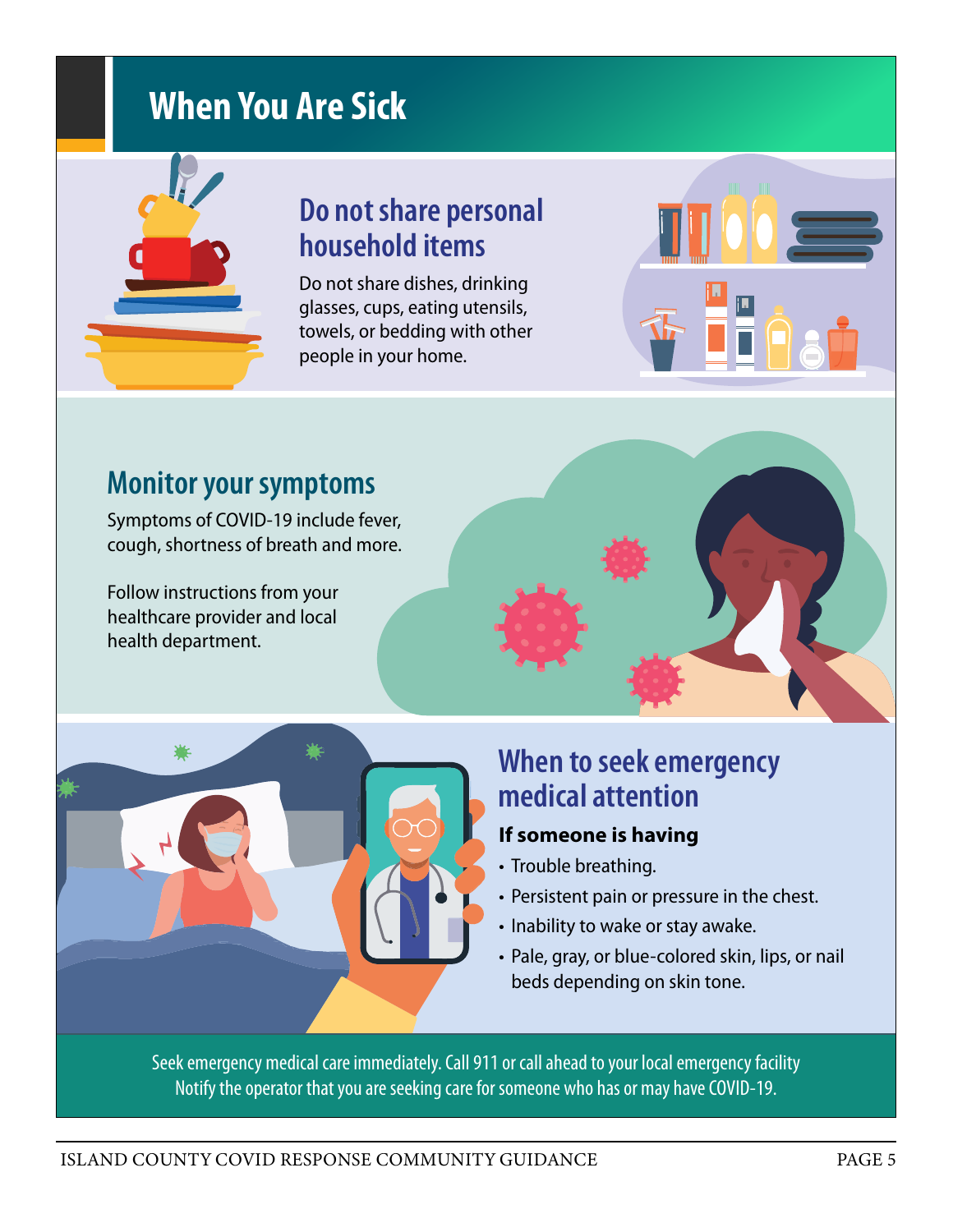# When You Are Sick

## Do not share personal household items

Do not share dishes, drinking glasses, cups, eating utensils, towels, or bedding with other people in your home.

## Monitor your symptoms

Symptoms of COVID-19 include fever, cough, shortness of breath and more.

Follow instructions from your healthcare provider and local health department.

## When to seek emergency medical attention

**If someone is having**

- Trouble breathing.
- Persistent pain or pressure in the chest.
- Inability to wake or stay awake.
- Pale, gray, or blue-colored skin, lips, or nail beds depending on skin tone.

Seek emergency medical care immediately. Call 911 or call ahead to your local emergency facility Notify the operator that you are seeking care for someone who has or may have COVID-19.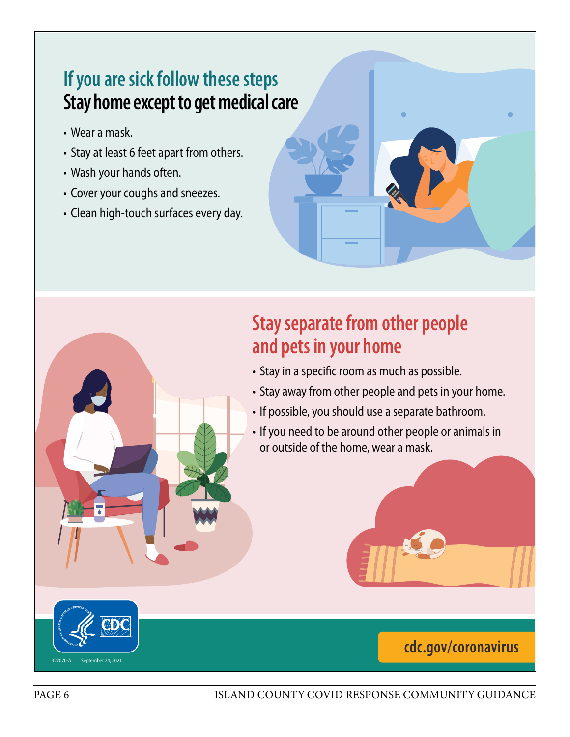## If you are sick follow these steps

### Stay home except to get medical care

- Wear a mask.
- Stay at least 6 feet apart from others.
- Wash your hands often.
- Cover your coughs and sneezes.
- Clean high-touch surfaces every day.

## Stay separate from other people and pets in your home

- Stay in a specific room as much as possible.
- Stay away from other people and pets in your home.
- If possible, you should use a separate bathroom.
- If you need to be around other people or animals in or outside of the home, wear a mask.

CDC

327070-A September 24, 2021

cdc.gov/coronavirus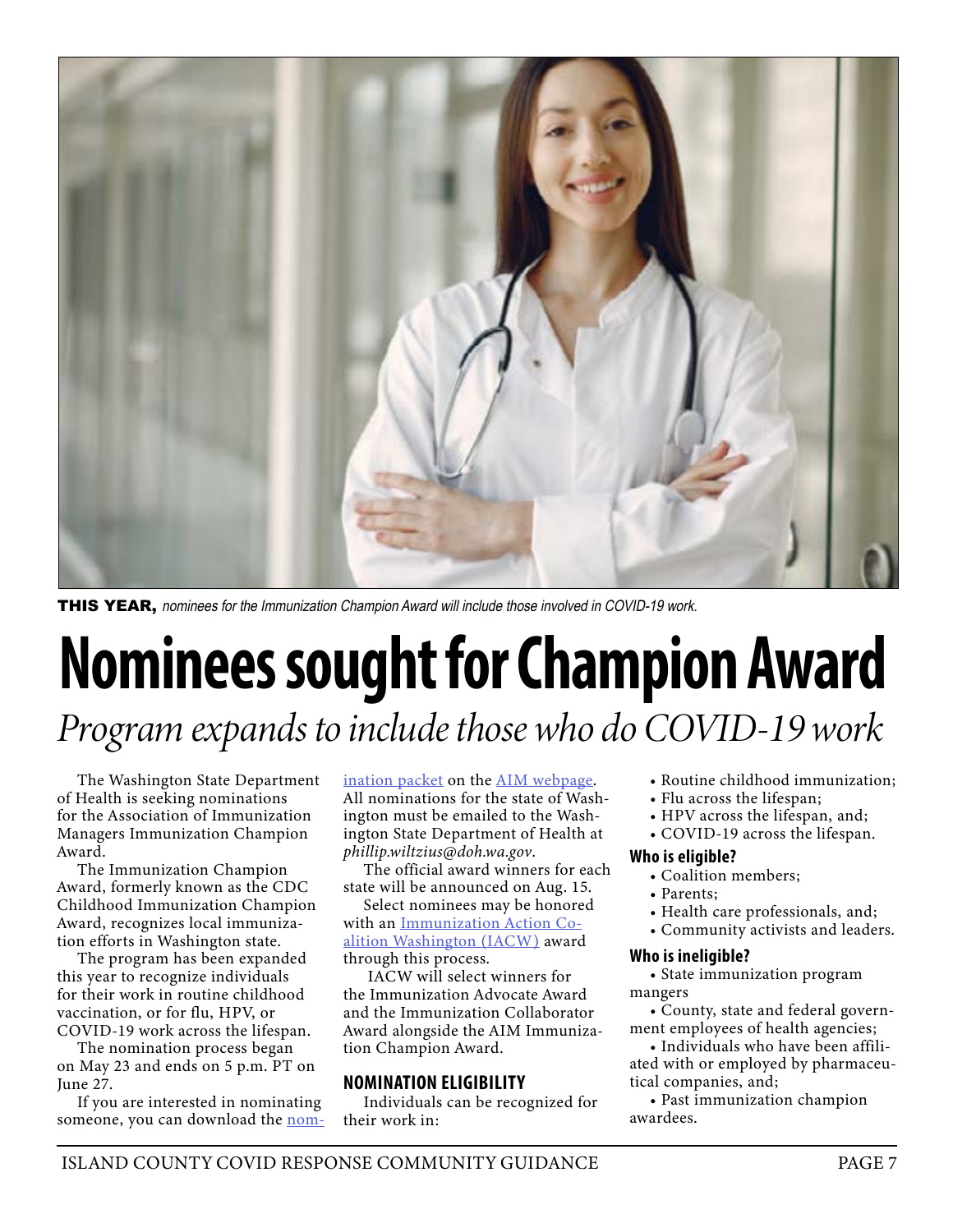**THIS YEAR,** *nominees for the Immunization Champion Award will include those involved in COVID-19 work.*

# Nominees sought for Champion Award

## *Program expands to include those who do COVID-19 work*

The Washington State Department of Health is seeking nominations for the Association of Immunization Managers Immunization Champion Award.

The Immunization Champion Award, formerly known as the CDC Childhood Immunization Champion Award, recognizes local immunization efforts in Washington state.

The program has been expanded this year to recognize individuals for their work in routine childhood vaccination, or for flu, HPV, or COVID-19 work across the lifespan.

The nomination process began on May 23 and ends on 5 p.m. PT on June 27.

If you are interested in nominating someone, you can download the nomination packet on the AIM webpage. All nominations for the state of Washington must be emailed to the Washington State Department of Health at *phillip.wiltzius@doh.wa.gov*.

The official award winners for each state will be announced on Aug. 15.

Select nominees may be honored with an Immunization Action Coalition Washington (IACW) award through this process.

IACW will select winners for the Immunization Advocate Award and the Immunization Collaborator Award alongside the AIM Immunization Champion Award.

### NOMINATION ELIGIBILITY

Individuals can be recognized for their work in:

- Routine childhood immunization;
- Flu across the lifespan;
- HPV across the lifespan, and;
- COVID-19 across the lifespan.

**Who is eligible?**

- Coalition members;
- Parents;
- Health care professionals, and;
- Community activists and leaders.

**Who is ineligible?**

- State immunization program mangers
- County, state and federal government employees of health agencies;
- Individuals who have been affiliated with or employed by pharmaceutical companies, and;
- Past immunization champion awardees.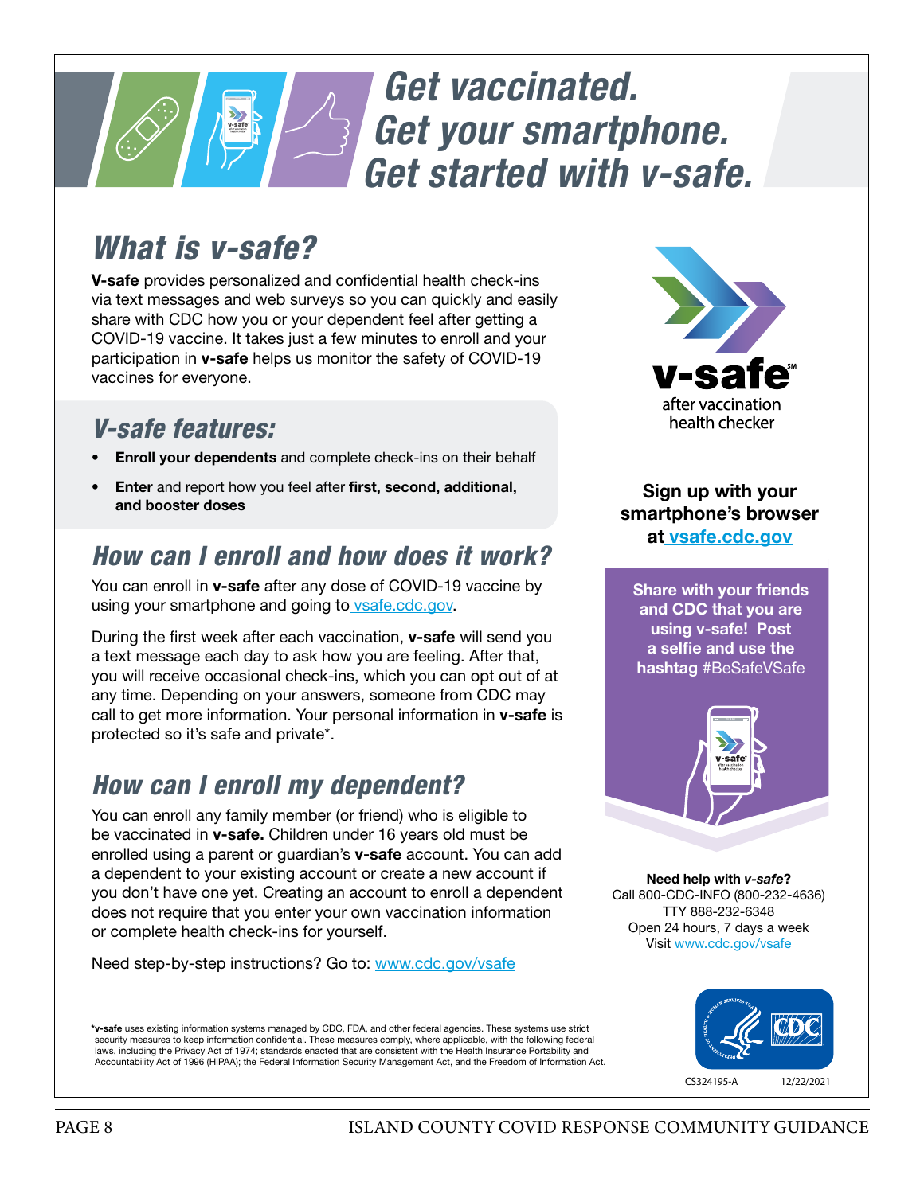# Get vaccinated. Get your smartphone. Get started with v-safe.

## *What is v-safe?*

**V-safe** provides personalized and confidential health check-ins via text messages and web surveys so you can quickly and easily share with CDC how you or your dependent feel after getting a COVID-19 vaccine. It takes just a few minutes to enroll and your participation in **v-safe** helps us monitor the safety of COVID-19 vaccines for everyone.

### *V-safe features:*

- **Enroll your dependents** and complete check-ins on their behalf
- **Enter** and report how you feel after **first, second, additional, and booster doses**

## *How can I enroll and how does it work?*

You can enroll in **v-safe** after any dose of COVID-19 vaccine by using your smartphone and going to vsafe.cdc.gov.

During the first week after each vaccination, **v-safe** will send you a text message each day to ask how you are feeling. After that, you will receive occasional check-ins, which you can opt out of at any time. Depending on your answers, someone from CDC may call to get more information. Your personal information in **v-safe** is protected so it's safe and private*.

## *How can I enroll my dependent?*

You can enroll any family member (or friend) who is eligible to be vaccinated in **v-safe.** Children under 16 years old must be enrolled using a parent or guardian's **v-safe** account. You can add a dependent to your existing account or create a new account if you don't have one yet. Creating an account to enroll a dependent does not require that you enter your own vaccination information or complete health check-ins for yourself.

Need step-by-step instructions? Go to: www.cdc.gov/vsafe

**v-safe** after vaccination health checker

**Sign up with your smartphone's browser at vsafe.cdc.gov**

**Share with your friends and CDC that you are using v-safe! Post a selfie and use the hashtag** #BeSafeVSafe

**Need help with *v-safe*?**
Call 800-CDC-INFO (800-232-4636)
TTY 888-232-6348
Open 24 hours, 7 days a week
Visit www.cdc.gov/vsafe

***v-safe** uses existing information systems managed by CDC, FDA, and other federal agencies. These systems use strict security measures to keep information confidential. These measures comply, where applicable, with the following federal laws, including the Privacy Act of 1974; standards enacted that are consistent with the Health Insurance Portability and Accountability Act of 1996 (HIPAA); the Federal Information Security Management Act, and the Freedom of Information Act.

CS324195-A 12/22/2021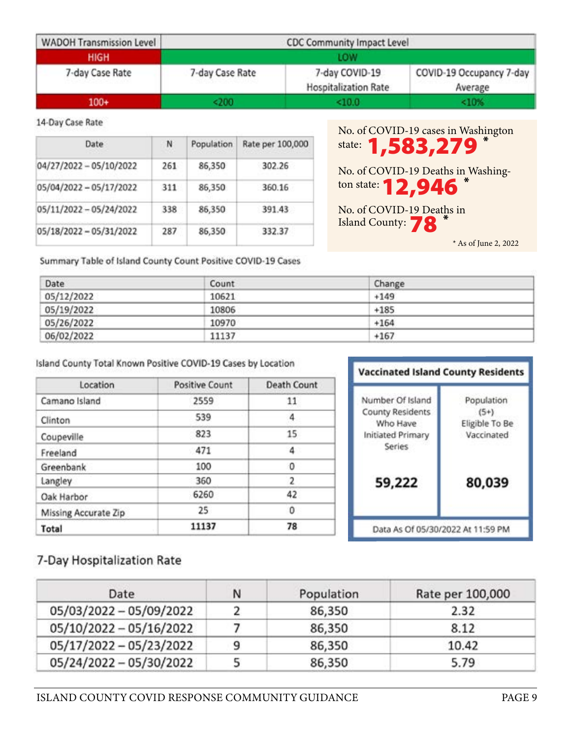| WADOH Transmission Level | CDC Community Impact Level | | |
|---|---|---|---|
| HIGH | LOW | | |
| 7-day Case Rate | 7-day Case Rate | 7-day COVID-19 Hospitalization Rate | COVID-19 Occupancy 7-day Average |
| 100+ | <200 | <10.0 | <10% |

14-Day Case Rate

| Date | N | Population | Rate per 100,000 |
|---|---|---|---|
| 04/27/2022 – 05/10/2022 | 261 | 86,350 | 302.26 |
| 05/04/2022 – 05/17/2022 | 311 | 86,350 | 360.16 |
| 05/11/2022 – 05/24/2022 | 338 | 86,350 | 391.43 |
| 05/18/2022 – 05/31/2022 | 287 | 86,350 | 332.37 |

No. of COVID-19 cases in Washington state: **1,583,279** *

No. of COVID-19 Deaths in Washington state: **12,946** *

No. of COVID-19 Deaths in Island County: **78** *

* As of June 2, 2022

Summary Table of Island County Count Positive COVID-19 Cases

| Date | Count | Change |
|---|---|---|
| 05/12/2022 | 10621 | +149 |
| 05/19/2022 | 10806 | +185 |
| 05/26/2022 | 10970 | +164 |
| 06/02/2022 | 11137 | +167 |

Island County Total Known Positive COVID-19 Cases by Location

| Location | Positive Count | Death Count |
|---|---|---|
| Camano Island | 2559 | 11 |
| Clinton | 539 | 4 |
| Coupeville | 823 | 15 |
| Freeland | 471 | 4 |
| Greenbank | 100 | 0 |
| Langley | 360 | 2 |
| Oak Harbor | 6260 | 42 |
| Missing Accurate Zip | 25 | 0 |
| **Total** | **11137** | **78** |

**Vaccinated Island County Residents**

| Number Of Island County Residents Who Have Initiated Primary Series | Population (5+) Eligible To Be Vaccinated |
|---|---|
| **59,222** | **80,039** |

Data As Of 05/30/2022 At 11:59 PM

## 7-Day Hospitalization Rate

| Date | N | Population | Rate per 100,000 |
|---|---|---|---|
| 05/03/2022 – 05/09/2022 | 2 | 86,350 | 2.32 |
| 05/10/2022 – 05/16/2022 | 7 | 86,350 | 8.12 |
| 05/17/2022 – 05/23/2022 | 9 | 86,350 | 10.42 |
| 05/24/2022 – 05/30/2022 | 5 | 86,350 | 5.79 |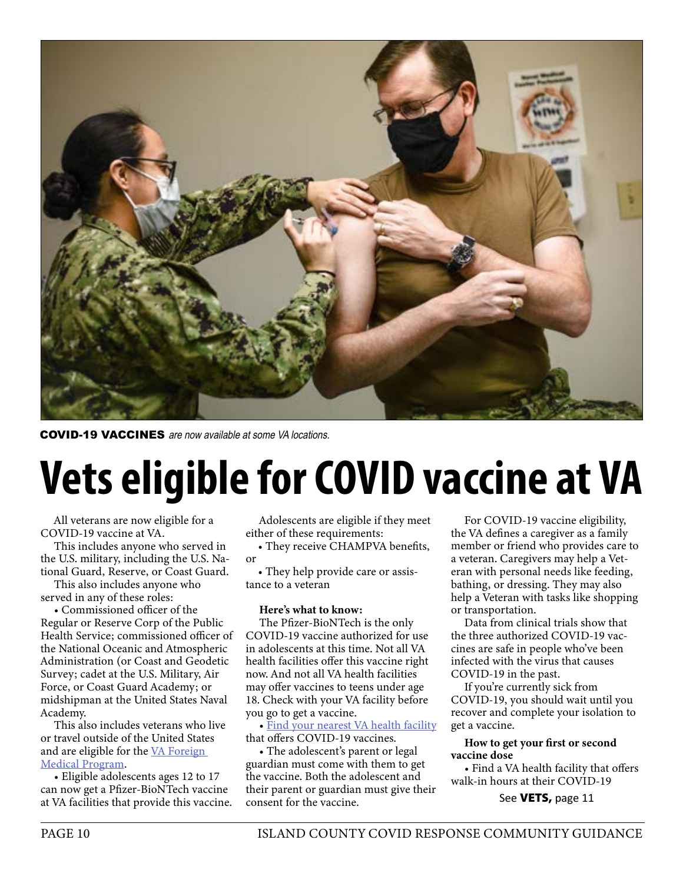**COVID-19 VACCINES** *are now available at some VA locations.*

# Vets eligible for COVID vaccine at VA

All veterans are now eligible for a COVID-19 vaccine at VA.

This includes anyone who served in the U.S. military, including the U.S. National Guard, Reserve, or Coast Guard.

This also includes anyone who served in any of these roles:

• Commissioned officer of the Regular or Reserve Corp of the Public Health Service; commissioned officer of the National Oceanic and Atmospheric Administration (or Coast and Geodetic Survey; cadet at the U.S. Military, Air Force, or Coast Guard Academy; or midshipman at the United States Naval Academy.

This also includes veterans who live or travel outside of the United States and are eligible for the [VA Foreign Medical Program]().

• Eligible adolescents ages 12 to 17 can now get a Pfizer-BioNTech vaccine at VA facilities that provide this vaccine.

Adolescents are eligible if they meet either of these requirements:

• They receive CHAMPVA benefits, or

• They help provide care or assistance to a veteran

**Here's what to know:**

The Pfizer-BioNTech is the only COVID-19 vaccine authorized for use in adolescents at this time. Not all VA health facilities offer this vaccine right now. And not all VA health facilities may offer vaccines to teens under age 18. Check with your VA facility before you go to get a vaccine.

• [Find your nearest VA health facility]() that offers COVID-19 vaccines.

• The adolescent's parent or legal guardian must come with them to get the vaccine. Both the adolescent and their parent or guardian must give their consent for the vaccine.

For COVID-19 vaccine eligibility, the VA defines a caregiver as a family member or friend who provides care to a veteran. Caregivers may help a Veteran with personal needs like feeding, bathing, or dressing. They may also help a Veteran with tasks like shopping or transportation.

Data from clinical trials show that the three authorized COVID-19 vaccines are safe in people who've been infected with the virus that causes COVID-19 in the past.

If you're currently sick from COVID-19, you should wait until you recover and complete your isolation to get a vaccine.

**How to get your first or second vaccine dose**

• Find a VA health facility that offers walk-in hours at their COVID-19

See **VETS,** page 11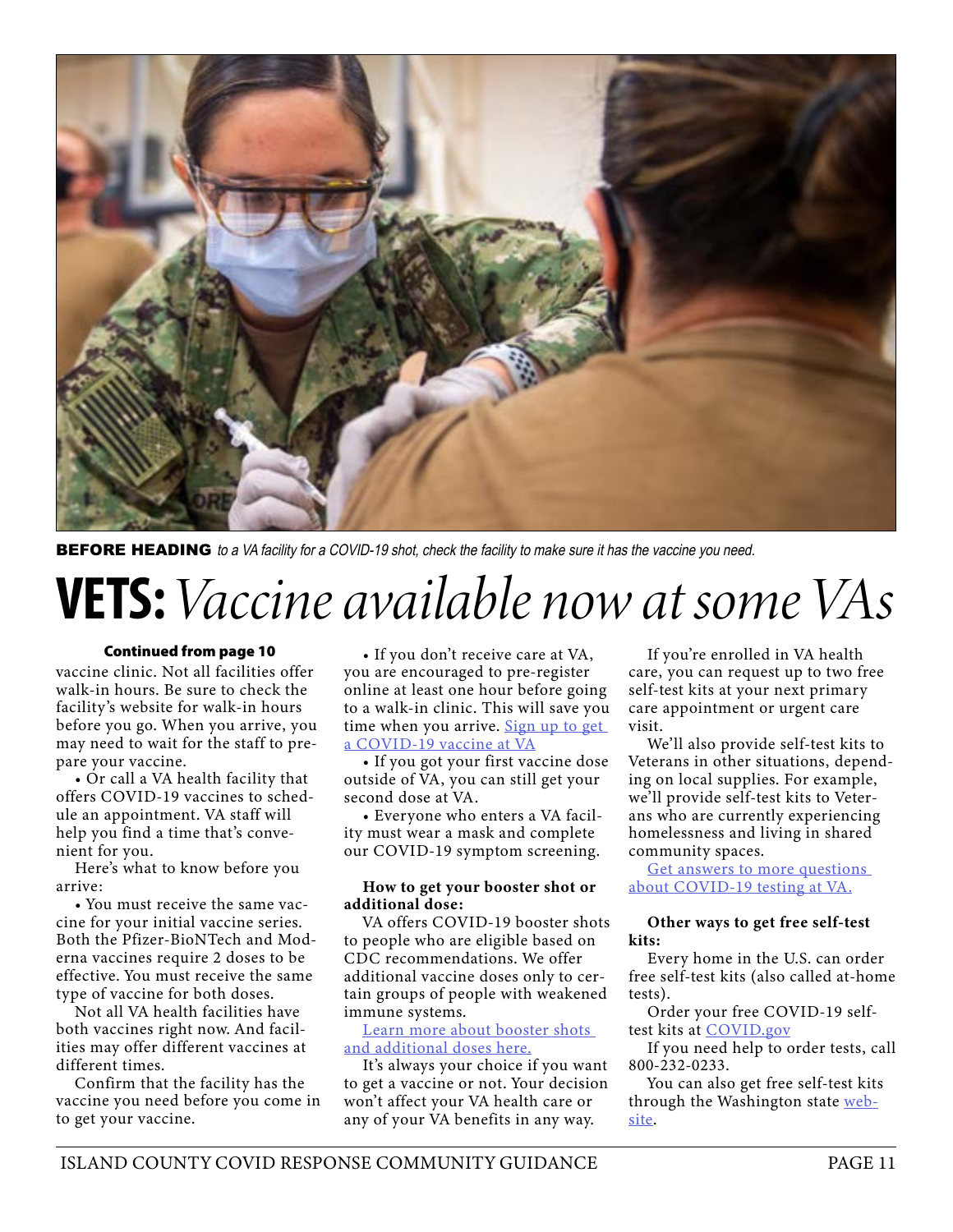**BEFORE HEADING** *to a VA facility for a COVID-19 shot, check the facility to make sure it has the vaccine you need.*

# VETS: *Vaccine available now at some VAs*

**Continued from page 10**

vaccine clinic. Not all facilities offer walk-in hours. Be sure to check the facility's website for walk-in hours before you go. When you arrive, you may need to wait for the staff to prepare your vaccine.

- Or call a VA health facility that offers COVID-19 vaccines to schedule an appointment. VA staff will help you find a time that's convenient for you.

Here's what to know before you arrive:

- You must receive the same vaccine for your initial vaccine series. Both the Pfizer-BioNTech and Moderna vaccines require 2 doses to be effective. You must receive the same type of vaccine for both doses.

Not all VA health facilities have both vaccines right now. And facilities may offer different vaccines at different times.

Confirm that the facility has the vaccine you need before you come in to get your vaccine.

- If you don't receive care at VA, you are encouraged to pre-register online at least one hour before going to a walk-in clinic. This will save you time when you arrive. Sign up to get a COVID-19 vaccine at VA
- If you got your first vaccine dose outside of VA, you can still get your second dose at VA.
- Everyone who enters a VA facility must wear a mask and complete our COVID-19 symptom screening.

**How to get your booster shot or additional dose:**

VA offers COVID-19 booster shots to people who are eligible based on CDC recommendations. We offer additional vaccine doses only to certain groups of people with weakened immune systems.

Learn more about booster shots and additional doses here.

It's always your choice if you want to get a vaccine or not. Your decision won't affect your VA health care or any of your VA benefits in any way.

If you're enrolled in VA health care, you can request up to two free self-test kits at your next primary care appointment or urgent care visit.

We'll also provide self-test kits to Veterans in other situations, depending on local supplies. For example, we'll provide self-test kits to Veterans who are currently experiencing homelessness and living in shared community spaces.

Get answers to more questions about COVID-19 testing at VA.

**Other ways to get free self-test kits:**

Every home in the U.S. can order free self-test kits (also called at-home tests).

Order your free COVID-19 self-test kits at COVID.gov

If you need help to order tests, call 800-232-0233.

You can also get free self-test kits through the Washington state website.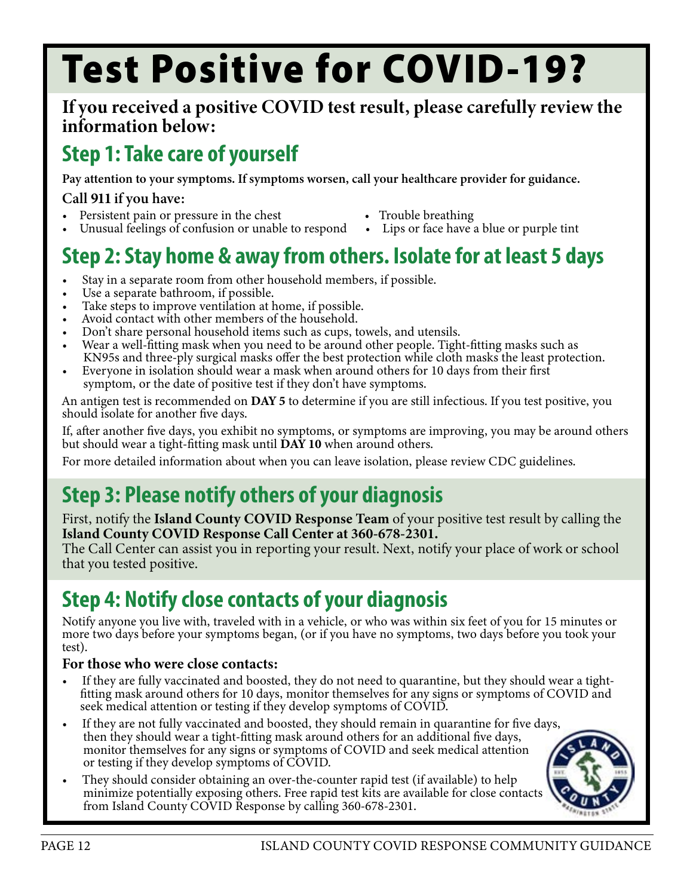# Test Positive for COVID-19?

**If you received a positive COVID test result, please carefully review the information below:**

## Step 1: Take care of yourself

**Pay attention to your symptoms. If symptoms worsen, call your healthcare provider for guidance.**

**Call 911 if you have:**

- Persistent pain or pressure in the chest
- Unusual feelings of confusion or unable to respond
- Trouble breathing
- Lips or face have a blue or purple tint

## Step 2: Stay home & away from others. Isolate for at least 5 days

- Stay in a separate room from other household members, if possible.
- Use a separate bathroom, if possible.
- Take steps to improve ventilation at home, if possible.
- Avoid contact with other members of the household.
- Don't share personal household items such as cups, towels, and utensils.
- Wear a well-fitting mask when you need to be around other people. Tight-fitting masks such as KN95s and three-ply surgical masks offer the best protection while cloth masks the least protection.
- Everyone in isolation should wear a mask when around others for 10 days from their first symptom, or the date of positive test if they don't have symptoms.

An antigen test is recommended on **DAY 5** to determine if you are still infectious. If you test positive, you should isolate for another five days.

If, after another five days, you exhibit no symptoms, or symptoms are improving, you may be around others but should wear a tight-fitting mask until **DAY 10** when around others.

For more detailed information about when you can leave isolation, please review CDC guidelines.

## Step 3: Please notify others of your diagnosis

First, notify the **Island County COVID Response Team** of your positive test result by calling the **Island County COVID Response Call Center at 360-678-2301.**

The Call Center can assist you in reporting your result. Next, notify your place of work or school that you tested positive.

## Step 4: Notify close contacts of your diagnosis

Notify anyone you live with, traveled with in a vehicle, or who was within six feet of you for 15 minutes or more two days before your symptoms began, (or if you have no symptoms, two days before you took your test).

**For those who were close contacts:**

- If they are fully vaccinated and boosted, they do not need to quarantine, but they should wear a tight-fitting mask around others for 10 days, monitor themselves for any signs or symptoms of COVID and seek medical attention or testing if they develop symptoms of COVID.
- If they are not fully vaccinated and boosted, they should remain in quarantine for five days, then they should wear a tight-fitting mask around others for an additional five days, monitor themselves for any signs or symptoms of COVID and seek medical attention or testing if they develop symptoms of COVID.
- They should consider obtaining an over-the-counter rapid test (if available) to help minimize potentially exposing others. Free rapid test kits are available for close contacts from Island County COVID Response by calling 360-678-2301.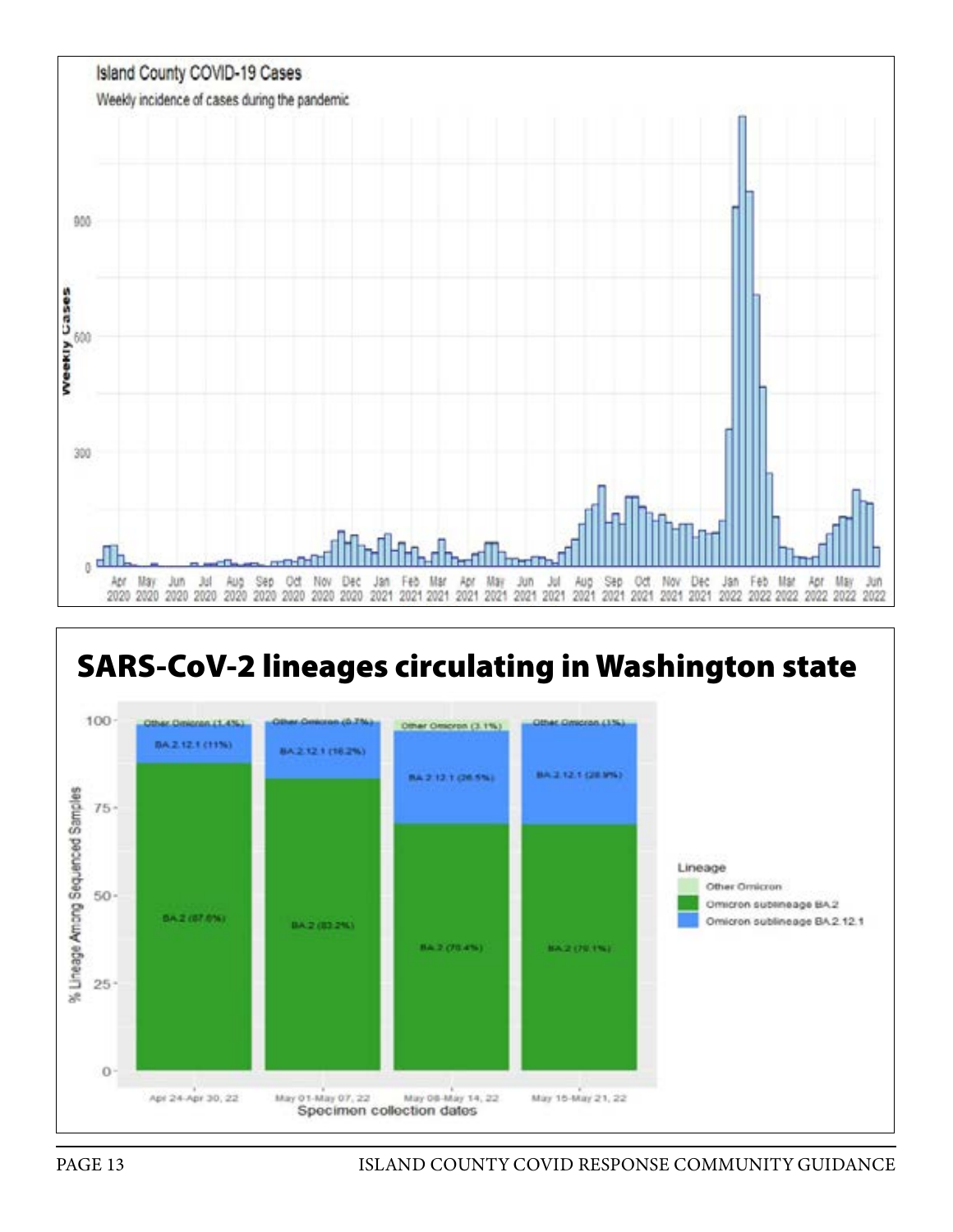Island County COVID-19 Cases

Weekly incidence of cases during the pandemic

Weekly Cases

0
300
600
900

Apr 2020 May 2020 Jun 2020 Jul 2020 Aug 2020 Sep 2020 Oct 2020 Nov 2020 Dec 2020 Jan 2021 Feb 2021 Mar 2021 Apr 2021 May 2021 Jun 2021 Jul 2021 Aug 2021 Sep 2021 Oct 2021 Nov 2021 Dec 2021 Jan 2022 Feb 2022 Mar 2022 Apr 2022 May 2022 Jun 2022

## SARS-CoV-2 lineages circulating in Washington state

% Lineage Among Sequenced Samples

0
25
50
75
100

Other Omicron (1.4%)
BA.2.12.1 (11%)
BA.2 (87.6%)

Other Omicron (0.7%)
BA.2.12.1 (16.2%)
BA.2 (83.2%)

Other Omicron (3.1%)
BA.2.12.1 (26.5%)
BA.2 (70.4%)

Other Omicron (1%)
BA.2.12.1 (28.9%)
BA.2 (70.1%)

Apr 24-Apr 30, 22
May 01-May 07, 22
May 08-May 14, 22
May 15-May 21, 22

Specimen collection dates

Lineage

Other Omicron

Omicron sublineage BA.2

Omicron sublineage BA.2.12.1